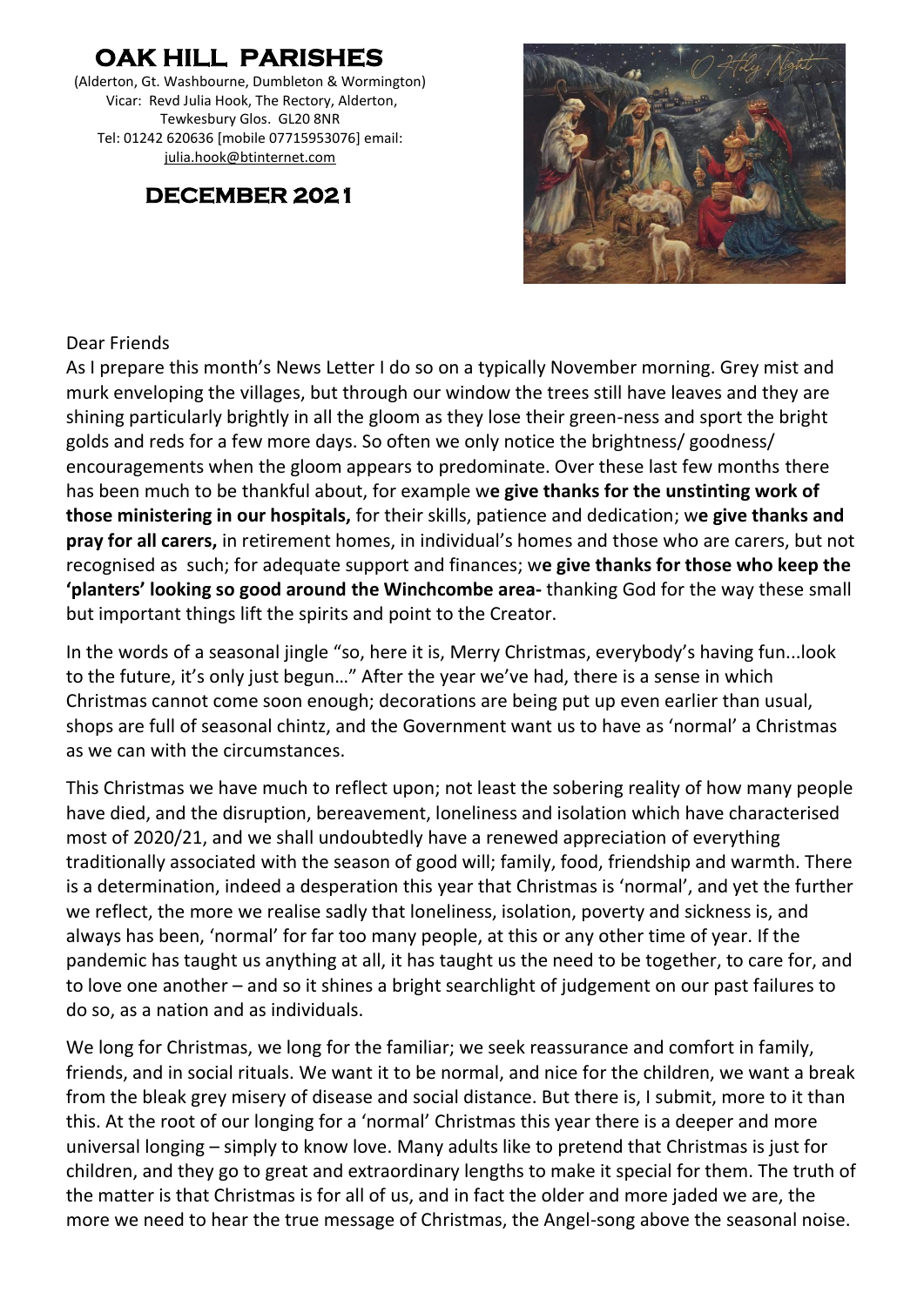# OAK HILL PARISHES

(Alderton, Gt. Washbourne, Dumbleton & Wormington)
Vicar: Revd Julia Hook, The Rectory, Alderton,
Tewkesbury Glos. GL20 8NR
Tel: 01242 620636 [mobile 07715953076] email:
julia.hook@btinternet.com

## DECEMBER 2021

Dear Friends

As I prepare this month's News Letter I do so on a typically November morning. Grey mist and murk enveloping the villages, but through our window the trees still have leaves and they are shining particularly brightly in all the gloom as they lose their green-ness and sport the bright golds and reds for a few more days. So often we only notice the brightness/ goodness/ encouragements when the gloom appears to predominate. Over these last few months there has been much to be thankful about, for example w**e give thanks for the unstinting work of those ministering in our hospitals,** for their skills, patience and dedication; w**e give thanks and pray for all carers,** in retirement homes, in individual's homes and those who are carers, but not recognised as such; for adequate support and finances; w**e give thanks for those who keep the 'planters' looking so good around the Winchcombe area-** thanking God for the way these small but important things lift the spirits and point to the Creator.

In the words of a seasonal jingle "so, here it is, Merry Christmas, everybody's having fun...look to the future, it's only just begun…" After the year we've had, there is a sense in which Christmas cannot come soon enough; decorations are being put up even earlier than usual, shops are full of seasonal chintz, and the Government want us to have as 'normal' a Christmas as we can with the circumstances.

This Christmas we have much to reflect upon; not least the sobering reality of how many people have died, and the disruption, bereavement, loneliness and isolation which have characterised most of 2020/21, and we shall undoubtedly have a renewed appreciation of everything traditionally associated with the season of good will; family, food, friendship and warmth. There is a determination, indeed a desperation this year that Christmas is 'normal', and yet the further we reflect, the more we realise sadly that loneliness, isolation, poverty and sickness is, and always has been, 'normal' for far too many people, at this or any other time of year. If the pandemic has taught us anything at all, it has taught us the need to be together, to care for, and to love one another – and so it shines a bright searchlight of judgement on our past failures to do so, as a nation and as individuals.

We long for Christmas, we long for the familiar; we seek reassurance and comfort in family, friends, and in social rituals. We want it to be normal, and nice for the children, we want a break from the bleak grey misery of disease and social distance. But there is, I submit, more to it than this. At the root of our longing for a 'normal' Christmas this year there is a deeper and more universal longing – simply to know love. Many adults like to pretend that Christmas is just for children, and they go to great and extraordinary lengths to make it special for them. The truth of the matter is that Christmas is for all of us, and in fact the older and more jaded we are, the more we need to hear the true message of Christmas, the Angel-song above the seasonal noise.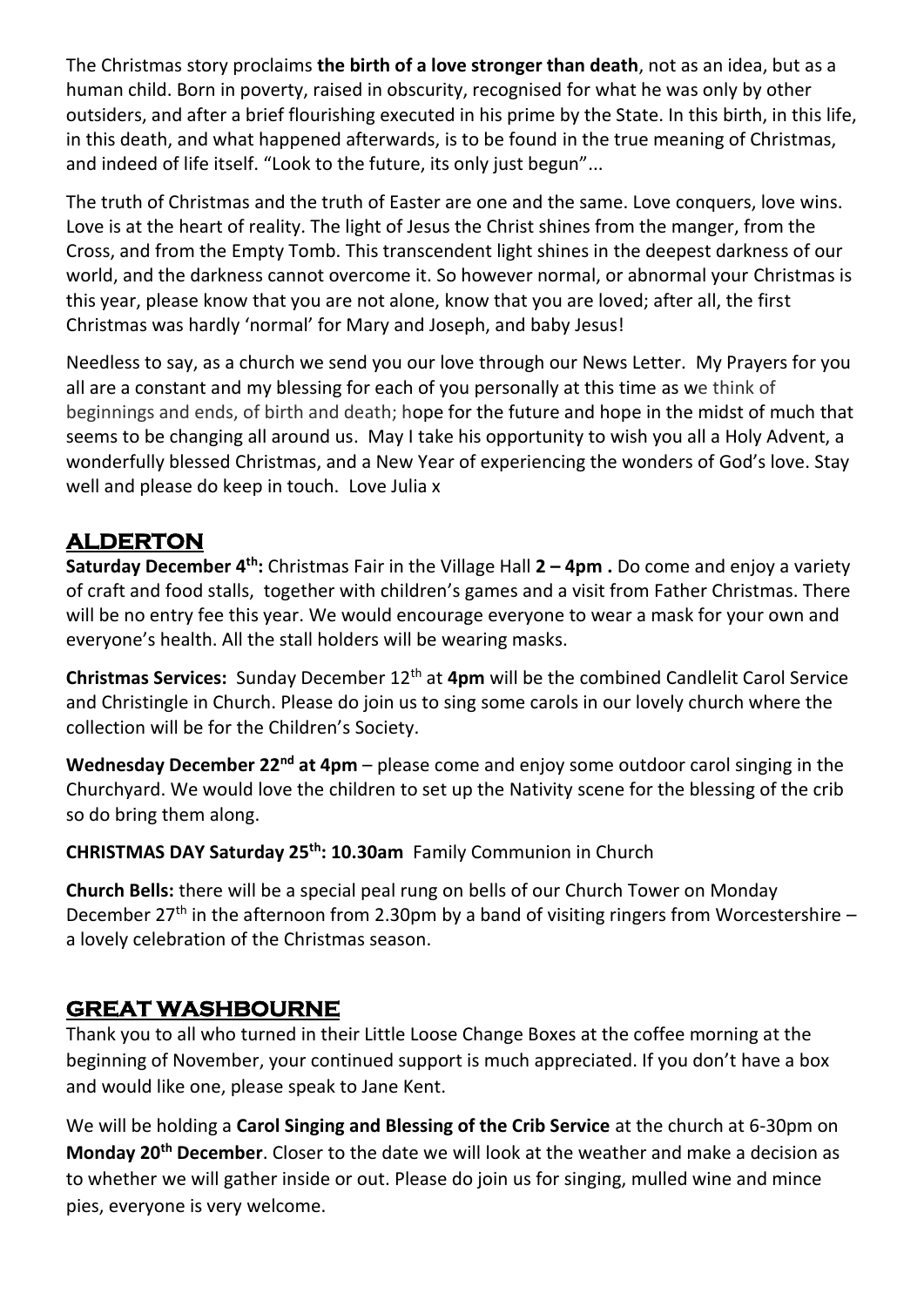The Christmas story proclaims **the birth of a love stronger than death**, not as an idea, but as a human child. Born in poverty, raised in obscurity, recognised for what he was only by other outsiders, and after a brief flourishing executed in his prime by the State. In this birth, in this life, in this death, and what happened afterwards, is to be found in the true meaning of Christmas, and indeed of life itself. "Look to the future, its only just begun"...

The truth of Christmas and the truth of Easter are one and the same. Love conquers, love wins. Love is at the heart of reality. The light of Jesus the Christ shines from the manger, from the Cross, and from the Empty Tomb. This transcendent light shines in the deepest darkness of our world, and the darkness cannot overcome it. So however normal, or abnormal your Christmas is this year, please know that you are not alone, know that you are loved; after all, the first Christmas was hardly 'normal' for Mary and Joseph, and baby Jesus!

Needless to say, as a church we send you our love through our News Letter. My Prayers for you all are a constant and my blessing for each of you personally at this time as we think of beginnings and ends, of birth and death; hope for the future and hope in the midst of much that seems to be changing all around us. May I take his opportunity to wish you all a Holy Advent, a wonderfully blessed Christmas, and a New Year of experiencing the wonders of God's love. Stay well and please do keep in touch. Love Julia x

## ALDERTON

**Saturday December 4th:** Christmas Fair in the Village Hall **2 – 4pm .** Do come and enjoy a variety of craft and food stalls, together with children's games and a visit from Father Christmas. There will be no entry fee this year. We would encourage everyone to wear a mask for your own and everyone's health. All the stall holders will be wearing masks.

**Christmas Services:** Sunday December 12th at **4pm** will be the combined Candlelit Carol Service and Christingle in Church. Please do join us to sing some carols in our lovely church where the collection will be for the Children's Society.

**Wednesday December 22nd at 4pm** – please come and enjoy some outdoor carol singing in the Churchyard. We would love the children to set up the Nativity scene for the blessing of the crib so do bring them along.

**CHRISTMAS DAY Saturday 25th: 10.30am** Family Communion in Church

**Church Bells:** there will be a special peal rung on bells of our Church Tower on Monday December 27th in the afternoon from 2.30pm by a band of visiting ringers from Worcestershire – a lovely celebration of the Christmas season.

## GREAT WASHBOURNE

Thank you to all who turned in their Little Loose Change Boxes at the coffee morning at the beginning of November, your continued support is much appreciated. If you don't have a box and would like one, please speak to Jane Kent.

We will be holding a **Carol Singing and Blessing of the Crib Service** at the church at 6-30pm on **Monday 20th December**. Closer to the date we will look at the weather and make a decision as to whether we will gather inside or out. Please do join us for singing, mulled wine and mince pies, everyone is very welcome.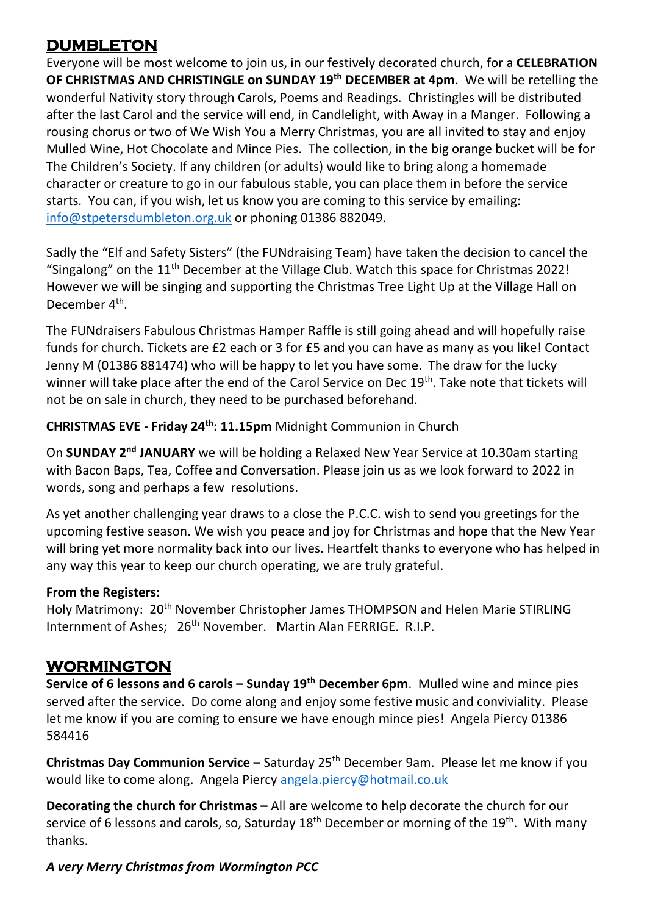## DUMBLETON

Everyone will be most welcome to join us, in our festively decorated church, for a **CELEBRATION OF CHRISTMAS AND CHRISTINGLE on SUNDAY 19th DECEMBER at 4pm**. We will be retelling the wonderful Nativity story through Carols, Poems and Readings. Christingles will be distributed after the last Carol and the service will end, in Candlelight, with Away in a Manger. Following a rousing chorus or two of We Wish You a Merry Christmas, you are all invited to stay and enjoy Mulled Wine, Hot Chocolate and Mince Pies. The collection, in the big orange bucket will be for The Children's Society. If any children (or adults) would like to bring along a homemade character or creature to go in our fabulous stable, you can place them in before the service starts. You can, if you wish, let us know you are coming to this service by emailing: info@stpetersdumbleton.org.uk or phoning 01386 882049.

Sadly the "Elf and Safety Sisters" (the FUNdraising Team) have taken the decision to cancel the "Singalong" on the 11th December at the Village Club. Watch this space for Christmas 2022! However we will be singing and supporting the Christmas Tree Light Up at the Village Hall on December 4th.

The FUNdraisers Fabulous Christmas Hamper Raffle is still going ahead and will hopefully raise funds for church. Tickets are £2 each or 3 for £5 and you can have as many as you like! Contact Jenny M (01386 881474) who will be happy to let you have some. The draw for the lucky winner will take place after the end of the Carol Service on Dec 19th. Take note that tickets will not be on sale in church, they need to be purchased beforehand.

**CHRISTMAS EVE - Friday 24th: 11.15pm** Midnight Communion in Church

On **SUNDAY 2nd JANUARY** we will be holding a Relaxed New Year Service at 10.30am starting with Bacon Baps, Tea, Coffee and Conversation. Please join us as we look forward to 2022 in words, song and perhaps a few resolutions.

As yet another challenging year draws to a close the P.C.C. wish to send you greetings for the upcoming festive season. We wish you peace and joy for Christmas and hope that the New Year will bring yet more normality back into our lives. Heartfelt thanks to everyone who has helped in any way this year to keep our church operating, we are truly grateful.

**From the Registers:**
Holy Matrimony: 20th November Christopher James THOMPSON and Helen Marie STIRLING
Internment of Ashes; 26th November. Martin Alan FERRIGE. R.I.P.

## WORMINGTON

**Service of 6 lessons and 6 carols – Sunday 19th December 6pm**. Mulled wine and mince pies served after the service. Do come along and enjoy some festive music and conviviality. Please let me know if you are coming to ensure we have enough mince pies! Angela Piercy 01386 584416

**Christmas Day Communion Service –** Saturday 25th December 9am. Please let me know if you would like to come along. Angela Piercy angela.piercy@hotmail.co.uk

**Decorating the church for Christmas –** All are welcome to help decorate the church for our service of 6 lessons and carols, so, Saturday 18th December or morning of the 19th. With many thanks.

***A very Merry Christmas from Wormington PCC***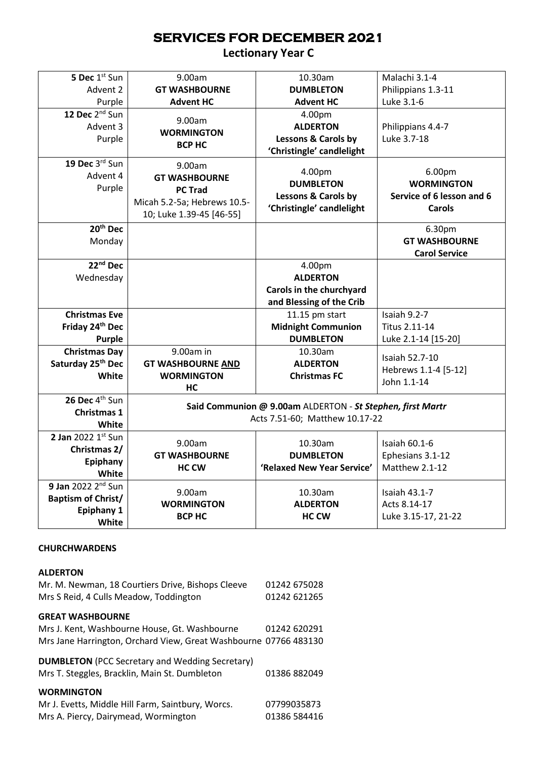# SERVICES FOR DECEMBER 2021

## Lectionary Year C

| | | | |
|---|---|---|---|
| **5 Dec** 1st Sun<br>Advent 2<br>Purple | 9.00am<br>**GT WASHBOURNE**<br>**Advent HC** | 10.30am<br>**DUMBLETON**<br>**Advent HC** | Malachi 3.1-4<br>Philippians 1.3-11<br>Luke 3.1-6 |
| **12 Dec** 2nd Sun<br>Advent 3<br>Purple | 9.00am<br>**WORMINGTON**<br>**BCP HC** | 4.00pm<br>**ALDERTON**<br>**Lessons & Carols by 'Christingle' candlelight** | Philippians 4.4-7<br>Luke 3.7-18 |
| **19 Dec** 3rd Sun<br>Advent 4<br>Purple | 9.00am<br>**GT WASHBOURNE**<br>**PC Trad**<br>Micah 5.2-5a; Hebrews 10.5-10; Luke 1.39-45 [46-55] | 4.00pm<br>**DUMBLETON**<br>**Lessons & Carols by 'Christingle' candlelight** | 6.00pm<br>**WORMINGTON**<br>**Service of 6 lesson and 6 Carols** |
| **20th Dec**<br>Monday | | | 6.30pm<br>**GT WASHBOURNE**<br>**Carol Service** |
| **22nd Dec**<br>Wednesday | | 4.00pm<br>**ALDERTON**<br>**Carols in the churchyard and Blessing of the Crib** | |
| **Christmas Eve**<br>**Friday 24th Dec**<br>**Purple** | | 11.15 pm start<br>**Midnight Communion**<br>**DUMBLETON** | Isaiah 9.2-7<br>Titus 2.11-14<br>Luke 2.1-14 [15-20] |
| **Christmas Day**<br>**Saturday 25th Dec**<br>**White** | 9.00am in<br>**GT WASHBOURNE AND WORMINGTON**<br>**HC** | 10.30am<br>**ALDERTON**<br>**Christmas FC** | Isaiah 52.7-10<br>Hebrews 1.1-4 [5-12]<br>John 1.1-14 |
| **26 Dec** 4th Sun<br>**Christmas 1**<br>**White** | **Said Communion @ 9.00am** ALDERTON - ***St Stephen, first Martr***<br>Acts 7.51-60; Matthew 10.17-22 | | |
| **2 Jan** 2022 1st Sun<br>**Christmas 2/ Epiphany**<br>**White** | 9.00am<br>**GT WASHBOURNE**<br>**HC CW** | 10.30am<br>**DUMBLETON**<br>**'Relaxed New Year Service'** | Isaiah 60.1-6<br>Ephesians 3.1-12<br>Matthew 2.1-12 |
| **9 Jan** 2022 2nd Sun<br>**Baptism of Christ/ Epiphany 1**<br>**White** | 9.00am<br>**WORMINGTON**<br>**BCP HC** | 10.30am<br>**ALDERTON**<br>**HC CW** | Isaiah 43.1-7<br>Acts 8.14-17<br>Luke 3.15-17, 21-22 |

**CHURCHWARDENS**

**ALDERTON**

Mr. M. Newman, 18 Courtiers Drive, Bishops Cleeve 01242 675028
Mrs S Reid, 4 Culls Meadow, Toddington 01242 621265

**GREAT WASHBOURNE**

Mrs J. Kent, Washbourne House, Gt. Washbourne 01242 620291
Mrs Jane Harrington, Orchard View, Great Washbourne 07766 483130

**DUMBLETON** (PCC Secretary and Wedding Secretary)
Mrs T. Steggles, Bracklin, Main St. Dumbleton 01386 882049

**WORMINGTON**

Mr J. Evetts, Middle Hill Farm, Saintbury, Worcs. 07799035873
Mrs A. Piercy, Dairymead, Wormington 01386 584416